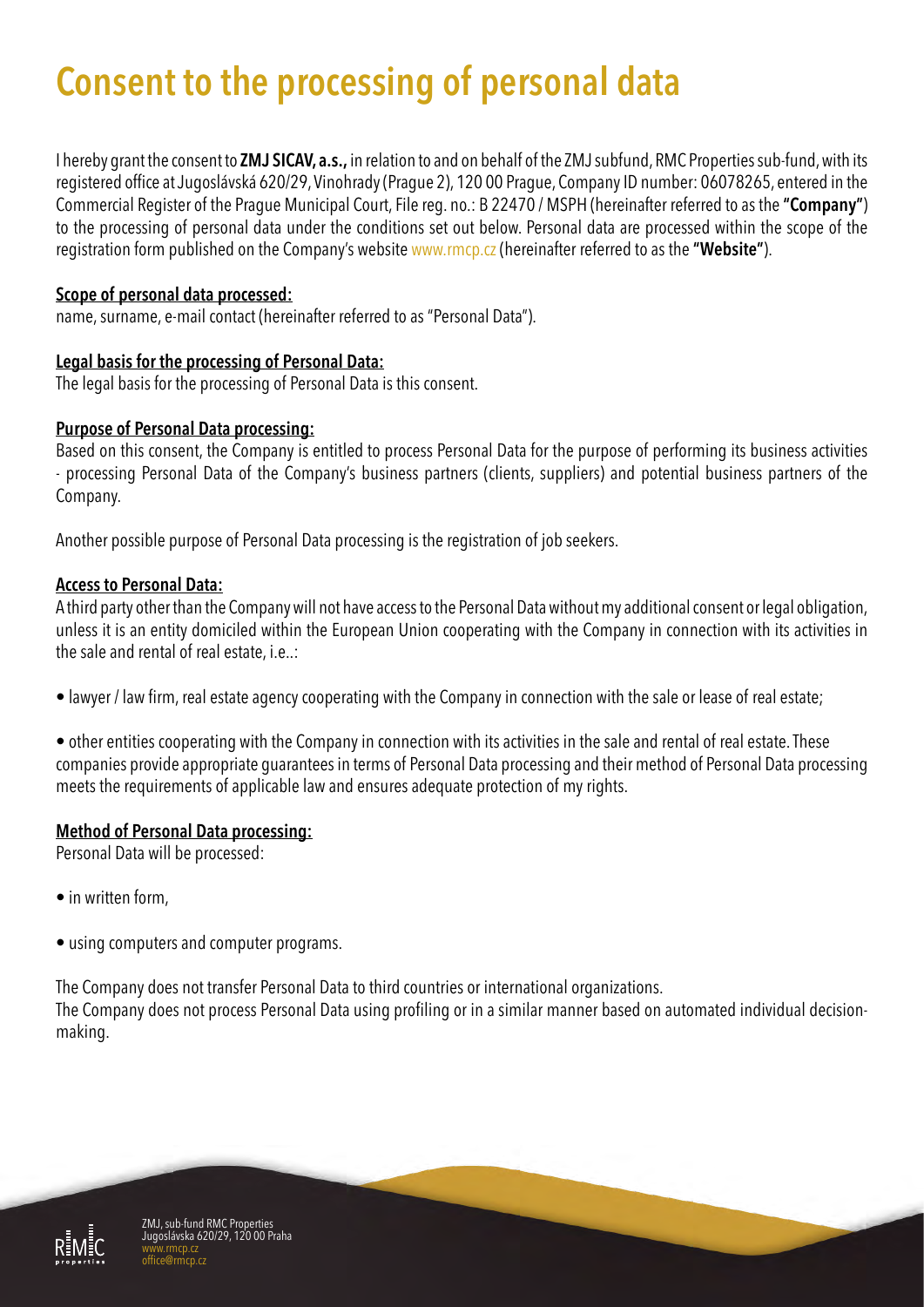# Consent to the processing of personal data

I hereby grant the consent to **ZMJ SICAV, a.s.,** in relation to and on behalf of the ZMJ subfund, RMC Properties sub-fund, with its registered office at Jugoslávská 620/29, Vinohrady (Prague 2), 120 00 Prague, Company ID number: 06078265, entered in the Commercial Register of the Prague Municipal Court, File reg. no.: B 22470 / MSPH (hereinafter referred to as the **"Company"**) to the processing of personal data under the conditions set out below. Personal data are processed within the scope of the registration form published on the Company's website www.rmcp.cz (hereinafter referred to as the **"Website"**).

**Scope of personal data processed:**
name, surname, e-mail contact (hereinafter referred to as "Personal Data").

**Legal basis for the processing of Personal Data:**
The legal basis for the processing of Personal Data is this consent.

**Purpose of Personal Data processing:**
Based on this consent, the Company is entitled to process Personal Data for the purpose of performing its business activities - processing Personal Data of the Company's business partners (clients, suppliers) and potential business partners of the Company.

Another possible purpose of Personal Data processing is the registration of job seekers.

**Access to Personal Data:**
A third party other than the Company will not have access to the Personal Data without my additional consent or legal obligation, unless it is an entity domiciled within the European Union cooperating with the Company in connection with its activities in the sale and rental of real estate, i.e..:

- lawyer / law firm, real estate agency cooperating with the Company in connection with the sale or lease of real estate;

- other entities cooperating with the Company in connection with its activities in the sale and rental of real estate. These companies provide appropriate guarantees in terms of Personal Data processing and their method of Personal Data processing meets the requirements of applicable law and ensures adequate protection of my rights.

**Method of Personal Data processing:**
Personal Data will be processed:

- in written form,

- using computers and computer programs.

The Company does not transfer Personal Data to third countries or international organizations.
The Company does not process Personal Data using profiling or in a similar manner based on automated individual decision-making.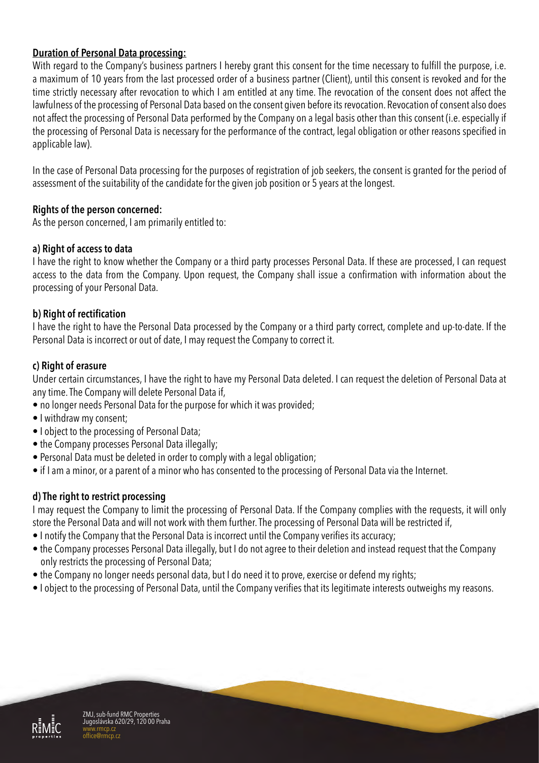**Duration of Personal Data processing:**

With regard to the Company's business partners I hereby grant this consent for the time necessary to fulfill the purpose, i.e. a maximum of 10 years from the last processed order of a business partner (Client), until this consent is revoked and for the time strictly necessary after revocation to which I am entitled at any time. The revocation of the consent does not affect the lawfulness of the processing of Personal Data based on the consent given before its revocation. Revocation of consent also does not affect the processing of Personal Data performed by the Company on a legal basis other than this consent (i.e. especially if the processing of Personal Data is necessary for the performance of the contract, legal obligation or other reasons specified in applicable law).

In the case of Personal Data processing for the purposes of registration of job seekers, the consent is granted for the period of assessment of the suitability of the candidate for the given job position or 5 years at the longest.

**Rights of the person concerned:**

As the person concerned, I am primarily entitled to:

**a) Right of access to data**

I have the right to know whether the Company or a third party processes Personal Data. If these are processed, I can request access to the data from the Company. Upon request, the Company shall issue a confirmation with information about the processing of your Personal Data.

**b) Right of rectification**

I have the right to have the Personal Data processed by the Company or a third party correct, complete and up-to-date. If the Personal Data is incorrect or out of date, I may request the Company to correct it.

**c) Right of erasure**

Under certain circumstances, I have the right to have my Personal Data deleted. I can request the deletion of Personal Data at any time. The Company will delete Personal Data if,

- no longer needs Personal Data for the purpose for which it was provided;
- I withdraw my consent;
- I object to the processing of Personal Data;
- the Company processes Personal Data illegally;
- Personal Data must be deleted in order to comply with a legal obligation;
- if I am a minor, or a parent of a minor who has consented to the processing of Personal Data via the Internet.

**d) The right to restrict processing**

I may request the Company to limit the processing of Personal Data. If the Company complies with the requests, it will only store the Personal Data and will not work with them further. The processing of Personal Data will be restricted if,

- I notify the Company that the Personal Data is incorrect until the Company verifies its accuracy;
- the Company processes Personal Data illegally, but I do not agree to their deletion and instead request that the Company only restricts the processing of Personal Data;
- the Company no longer needs personal data, but I do need it to prove, exercise or defend my rights;
- I object to the processing of Personal Data, until the Company verifies that its legitimate interests outweighs my reasons.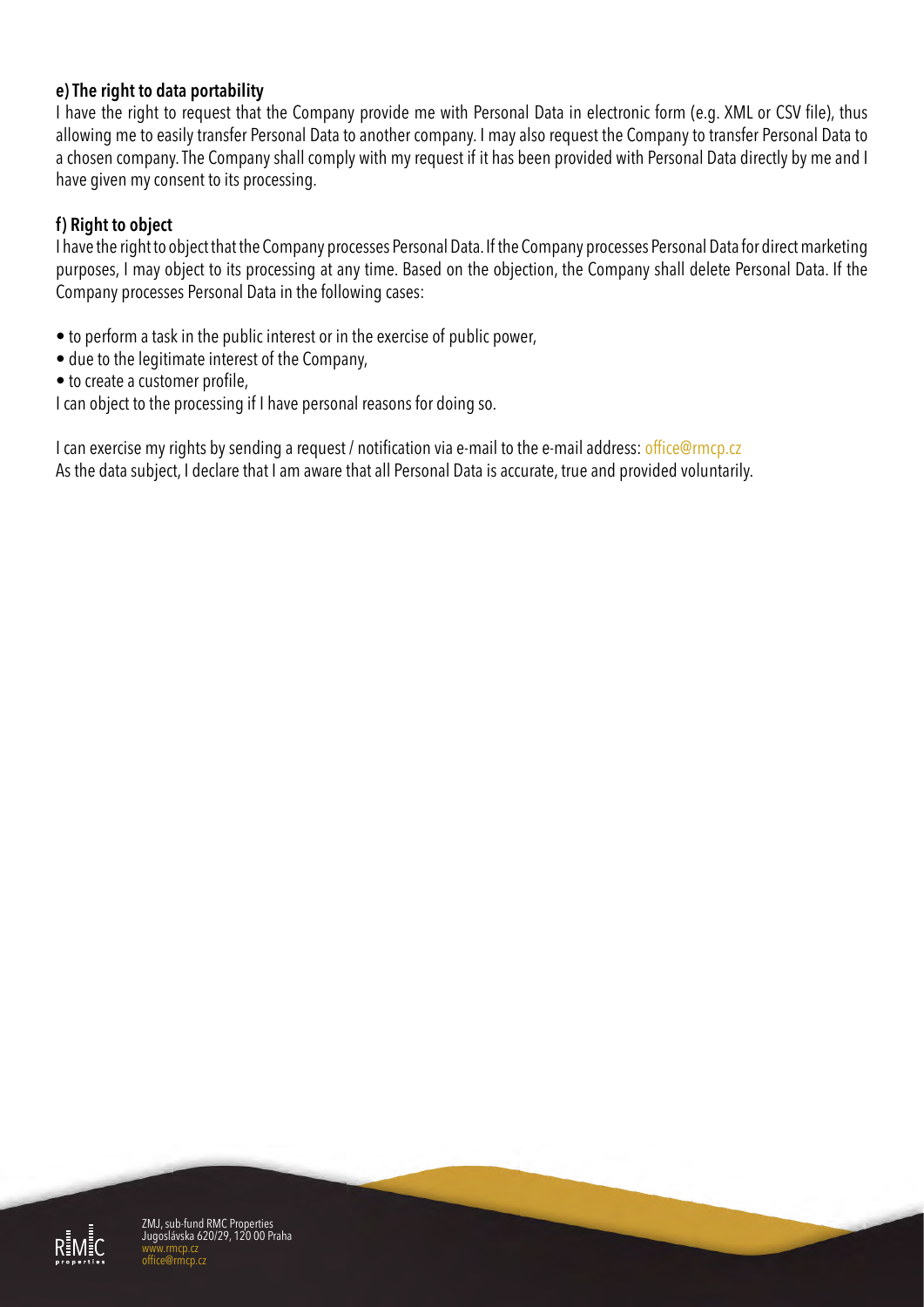### e) The right to data portability

I have the right to request that the Company provide me with Personal Data in electronic form (e.g. XML or CSV file), thus allowing me to easily transfer Personal Data to another company. I may also request the Company to transfer Personal Data to a chosen company. The Company shall comply with my request if it has been provided with Personal Data directly by me and I have given my consent to its processing.

### f) Right to object

I have the right to object that the Company processes Personal Data. If the Company processes Personal Data for direct marketing purposes, I may object to its processing at any time. Based on the objection, the Company shall delete Personal Data. If the Company processes Personal Data in the following cases:

- to perform a task in the public interest or in the exercise of public power,
- due to the legitimate interest of the Company,
- to create a customer profile,

I can object to the processing if I have personal reasons for doing so.

I can exercise my rights by sending a request / notification via e-mail to the e-mail address: office@rmcp.cz
As the data subject, I declare that I am aware that all Personal Data is accurate, true and provided voluntarily.

ZMJ, sub-fund RMC Properties
Jugoslávska 620/29, 120 00 Praha
www.rmcp.cz
office@rmcp.cz